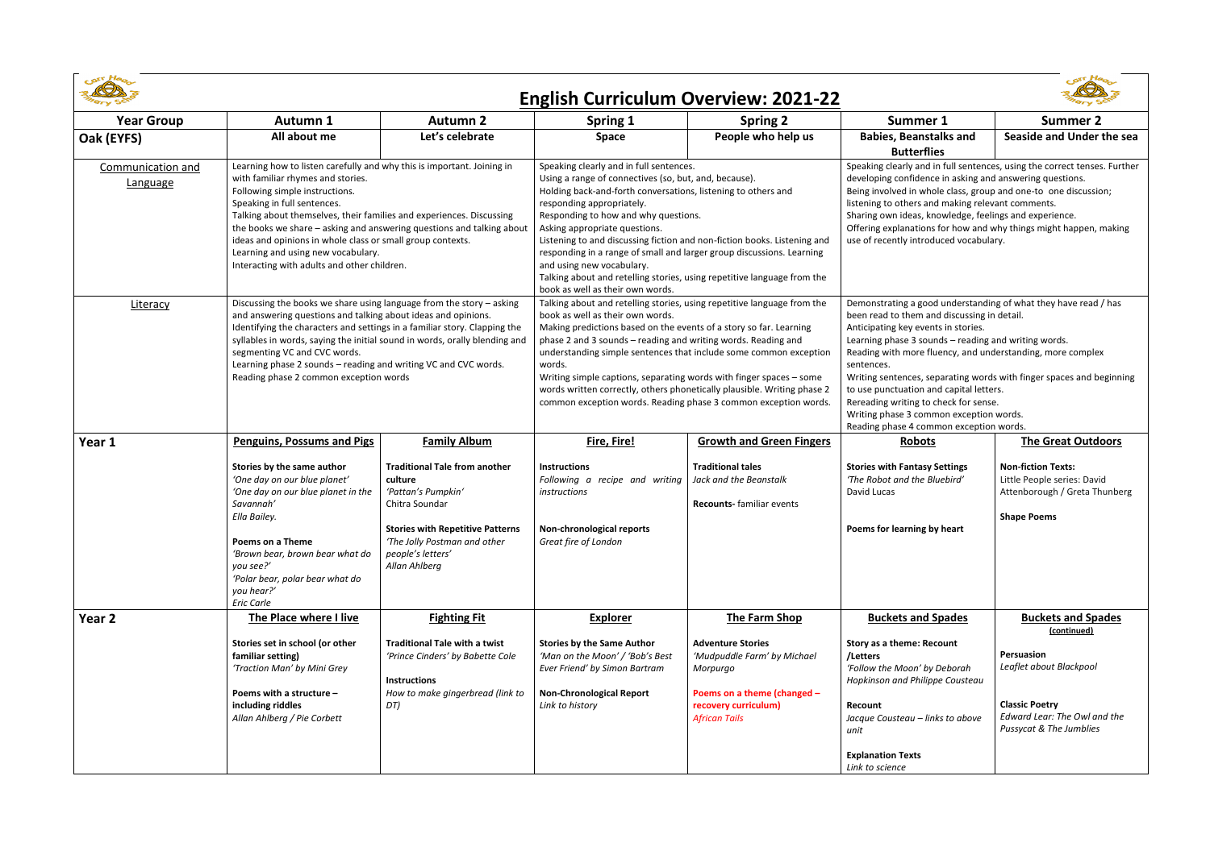# English Curriculum Overview: 2021-22

| Year Group | Autumn 1 | Autumn 2 | Spring 1 | Spring 2 | Summer 1 | Summer 2 |
|---|---|---|---|---|---|---|
| **Oak (EYFS)** | **All about me** | **Let's celebrate** | **Space** | **People who help us** | **Babies, Beanstalks and Butterflies** | **Seaside and Under the sea** |
| Communication and Language | Learning how to listen carefully and why this is important. Joining in with familiar rhymes and stories.<br>Following simple instructions.<br>Speaking in full sentences.<br>Talking about themselves, their families and experiences. Discussing the books we share – asking and answering questions and talking about ideas and opinions in whole class or small group contexts.<br>Learning and using new vocabulary.<br>Interacting with adults and other children. | | Speaking clearly and in full sentences.<br>Using a range of connectives (so, but, and, because).<br>Holding back-and-forth conversations, listening to others and responding appropriately.<br>Responding to how and why questions.<br>Asking appropriate questions.<br>Listening to and discussing fiction and non-fiction books. Listening and responding in a range of small and larger group discussions. Learning and using new vocabulary.<br>Talking about and retelling stories, using repetitive language from the book as well as their own words. | | Speaking clearly and in full sentences, using the correct tenses. Further developing confidence in asking and answering questions.<br>Being involved in whole class, group and one-to one discussion; listening to others and making relevant comments.<br>Sharing own ideas, knowledge, feelings and experience.<br>Offering explanations for how and why things might happen, making use of recently introduced vocabulary. | |
| Literacy | Discussing the books we share using language from the story – asking and answering questions and talking about ideas and opinions.<br>Identifying the characters and settings in a familiar story. Clapping the syllables in words, saying the initial sound in words, orally blending and segmenting VC and CVC words.<br>Learning phase 2 sounds – reading and writing VC and CVC words.<br>Reading phase 2 common exception words | | Talking about and retelling stories, using repetitive language from the book as well as their own words.<br>Making predictions based on the events of a story so far. Learning phase 2 and 3 sounds – reading and writing words. Reading and understanding simple sentences that include some common exception words.<br>Writing simple captions, separating words with finger spaces – some words written correctly, others phonetically plausible. Writing phase 2 common exception words. Reading phase 3 common exception words. | | Demonstrating a good understanding of what they have read / has been read to them and discussing in detail.<br>Anticipating key events in stories.<br>Learning phase 3 sounds – reading and writing words.<br>Reading with more fluency, and understanding, more complex sentences.<br>Writing sentences, separating words with finger spaces and beginning to use punctuation and capital letters.<br>Rereading writing to check for sense.<br>Writing phase 3 common exception words.<br>Reading phase 4 common exception words. | |
| **Year 1** | **Penguins, Possums and Pigs**<br><br>**Stories by the same author**<br>*'One day on our blue planet'*<br>*'One day on our blue planet in the Savannah'*<br>*Ella Bailey.*<br><br>**Poems on a Theme**<br>*'Brown bear, brown bear what do you see?'*<br>*'Polar bear, polar bear what do you hear?'*<br>*Eric Carle* | **Family Album**<br><br>**Traditional Tale from another culture**<br>*'Pattan's Pumpkin'*<br>Chitra Soundar<br><br>**Stories with Repetitive Patterns**<br>*'The Jolly Postman and other people's letters'*<br>*Allan Ahlberg* | **Fire, Fire!**<br><br>**Instructions**<br>*Following a recipe and writing instructions*<br><br>**Non-chronological reports**<br>*Great fire of London* | **Growth and Green Fingers**<br><br>**Traditional tales**<br>*Jack and the Beanstalk*<br><br>**Recounts-** familiar events | **Robots**<br><br>**Stories with Fantasy Settings**<br>*'The Robot and the Bluebird'*<br>David Lucas<br><br>**Poems for learning by heart** | **The Great Outdoors**<br><br>**Non-fiction Texts:**<br>Little People series: David Attenborough / Greta Thunberg<br><br>**Shape Poems** |
| **Year 2** | **The Place where I live**<br><br>**Stories set in school (or other familiar setting)**<br>*'Traction Man' by Mini Grey*<br><br>**Poems with a structure – including riddles**<br>*Allan Ahlberg / Pie Corbett* | **Fighting Fit**<br><br>**Traditional Tale with a twist**<br>*'Prince Cinders' by Babette Cole*<br><br>**Instructions**<br>*How to make gingerbread (link to DT)* | **Explorer**<br><br>**Stories by the Same Author**<br>*'Man on the Moon' / 'Bob's Best Ever Friend' by Simon Bartram*<br><br>**Non-Chronological Report**<br>*Link to history* | **The Farm Shop**<br><br>**Adventure Stories**<br>*'Mudpuddle Farm' by Michael Morpurgo*<br><br>**Poems on a theme (changed – recovery curriculum)**<br>*African Tails* | **Buckets and Spades**<br><br>**Story as a theme: Recount /Letters**<br>*'Follow the Moon' by Deborah Hopkinson and Philippe Cousteau*<br><br>**Recount**<br>*Jacque Cousteau – links to above unit*<br><br>**Explanation Texts**<br>*Link to science* | **Buckets and Spades (continued)**<br><br>**Persuasion**<br>*Leaflet about Blackpool*<br><br>**Classic Poetry**<br>*Edward Lear: The Owl and the Pussycat & The Jumblies* |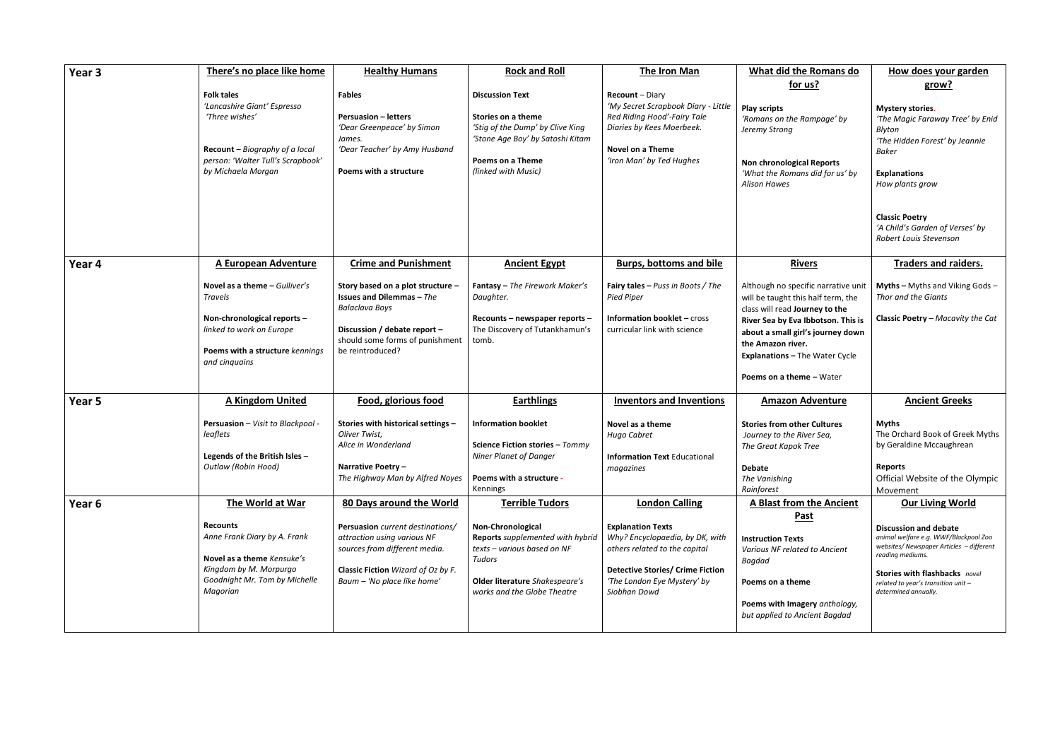| | | | | | | |
|---|---|---|---|---|---|---|
| **Year 3** | **There's no place like home**<br><br>**Folk tales**<br>*'Lancashire Giant' Espresso*<br>*'Three wishes'*<br><br>**Recount** – *Biography of a local person: 'Walter Tull's Scrapbook' by Michaela Morgan* | **Healthy Humans**<br><br>**Fables**<br><br>**Persuasion – letters**<br>*'Dear Greenpeace' by Simon James.*<br>*'Dear Teacher' by Amy Husband*<br><br>**Poems with a structure** | **Rock and Roll**<br><br>**Discussion Text**<br><br>**Stories on a theme**<br>*'Stig of the Dump' by Clive King*<br>*'Stone Age Boy' by Satoshi Kitam*<br><br>**Poems on a Theme**<br>*(linked with Music)* | **The Iron Man**<br><br>**Recount** – Diary<br>*'My Secret Scrapbook Diary - Little Red Riding Hood'-Fairy Tale Diaries by Kees Moerbeek.*<br><br>**Novel on a Theme**<br>*'Iron Man' by Ted Hughes* | **What did the Romans do for us?**<br><br>**Play scripts**<br>*'Romans on the Rampage' by Jeremy Strong*<br><br>**Non chronological Reports**<br>*'What the Romans did for us' by Alison Hawes* | **How does your garden grow?**<br><br>**Mystery stories.**<br>*'The Magic Faraway Tree' by Enid Blyton*<br>*'The Hidden Forest' by Jeannie Baker*<br><br>**Explanations**<br>*How plants grow*<br><br>**Classic Poetry**<br>*'A Child's Garden of Verses' by Robert Louis Stevenson* |
| **Year 4** | **A European Adventure**<br><br>**Novel as a theme –** *Gulliver's Travels*<br><br>**Non-chronological reports –** *linked to work on Europe*<br><br>**Poems with a structure** *kennings and cinquains* | **Crime and Punishment**<br><br>**Story based on a plot structure – Issues and Dilemmas –** *The Balaclava Boys*<br><br>**Discussion / debate report –** should some forms of punishment be reintroduced? | **Ancient Egypt**<br><br>**Fantasy –** *The Firework Maker's Daughter.*<br><br>**Recounts – newspaper reports –** The Discovery of Tutankhamun's tomb. | **Burps, bottoms and bile**<br><br>**Fairy tales –** *Puss in Boots / The Pied Piper*<br><br>**Information booklet –** cross curricular link with science | **Rivers**<br><br>Although no specific narrative unit will be taught this half term, the class will read **Journey to the River Sea by Eva Ibbotson. This is about a small girl's journey down the Amazon river.**<br>**Explanations –** The Water Cycle<br><br>**Poems on a theme –** Water | **Traders and raiders.**<br><br>**Myths –** Myths and Viking Gods – *Thor and the Giants*<br><br>**Classic Poetry** – *Macavity the Cat* |
| **Year 5** | **A Kingdom United**<br><br>**Persuasion** – *Visit to Blackpool - leaflets*<br><br>**Legends of the British Isles** – *Outlaw (Robin Hood)* | **Food, glorious food**<br><br>**Stories with historical settings –** *Oliver Twist,*<br>*Alice in Wonderland*<br><br>**Narrative Poetry –** *The Highway Man by Alfred Noyes* | **Earthlings**<br><br>**Information booklet**<br><br>**Science Fiction stories –** *Tommy Niner Planet of Danger*<br><br>**Poems with a structure -** Kennings | **Inventors and Inventions**<br><br>**Novel as a theme**<br>*Hugo Cabret*<br><br>**Information Text** *Educational magazines* | **Amazon Adventure**<br><br>**Stories from other Cultures**<br>*Journey to the River Sea,*<br>*The Great Kapok Tree*<br><br>**Debate**<br>*The Vanishing Rainforest* | **Ancient Greeks**<br><br>**Myths**<br>The Orchard Book of Greek Myths by Geraldine Mccaughrean<br><br>**Reports**<br>Official Website of the Olympic Movement |
| **Year 6** | **The World at War**<br><br>**Recounts**<br>*Anne Frank Diary by A. Frank*<br><br>**Novel as a theme** *Kensuke's Kingdom by M. Morpurgo*<br>*Goodnight Mr. Tom by Michelle Magorian* | **80 Days around the World**<br><br>**Persuasion** *current destinations/ attraction using various NF sources from different media.*<br><br>**Classic Fiction** *Wizard of Oz by F. Baum – 'No place like home'* | **Terrible Tudors**<br><br>**Non-Chronological Reports** *supplemented with hybrid texts – various based on NF Tudors*<br><br>**Older literature** *Shakespeare's works and the Globe Theatre* | **London Calling**<br><br>**Explanation Texts**<br>*Why? Encyclopaedia, by DK, with others related to the capital*<br><br>**Detective Stories/ Crime Fiction**<br>*'The London Eye Mystery' by Siobhan Dowd* | **A Blast from the Ancient Past**<br><br>**Instruction Texts**<br>*Various NF related to Ancient Bagdad*<br><br>**Poems on a theme**<br><br>**Poems with Imagery** *anthology, but applied to Ancient Bagdad* | **Our Living World**<br><br>**Discussion and debate**<br>*animal welfare e.g. WWF/Blackpool Zoo websites/ Newspaper Articles – different reading mediums.*<br><br>**Stories with flashbacks** *novel related to year's transition unit – determined annually.* |